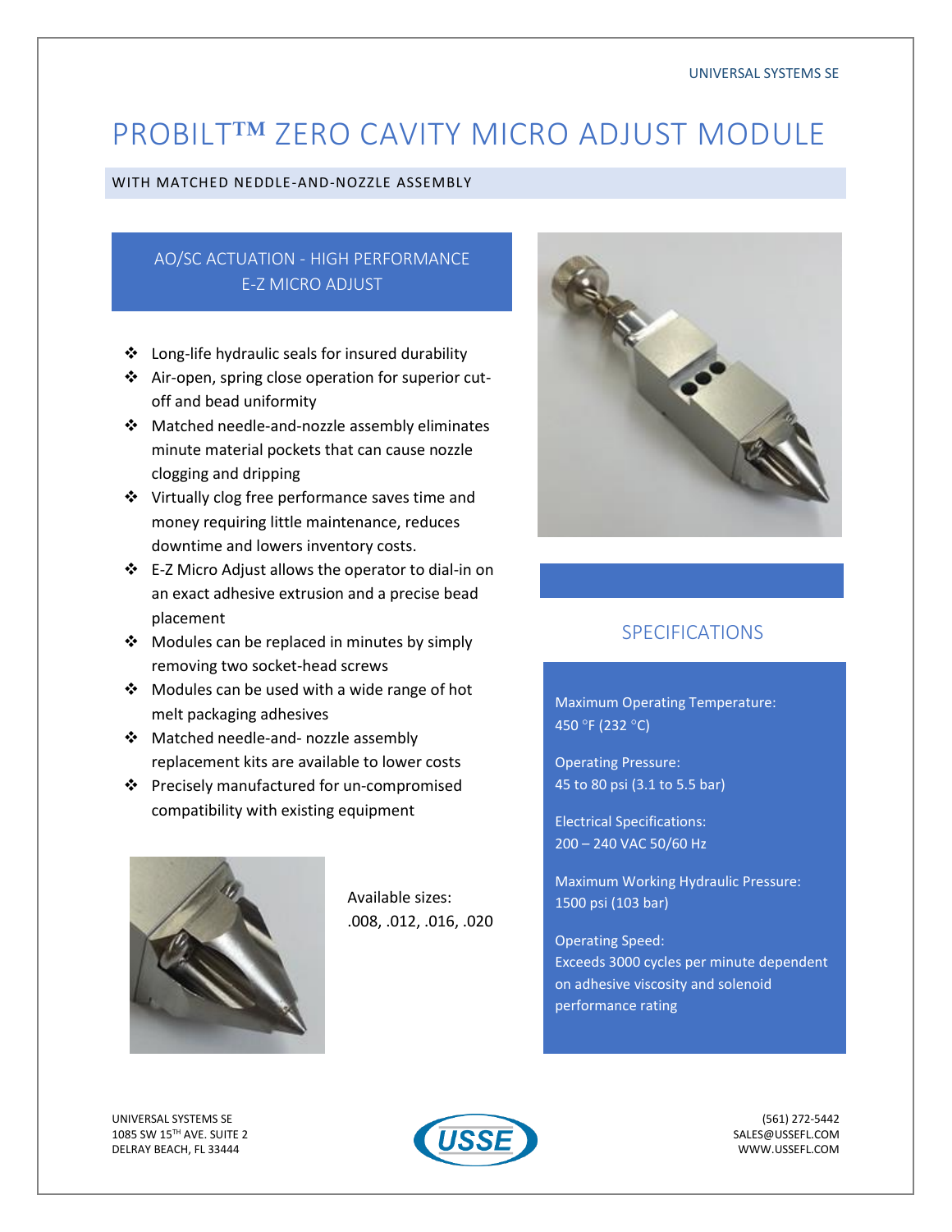UNIVERSAL SYSTEMS SE

# PROBILT™ ZERO CAVITY MICRO ADJUST MODULE

WITH MATCHED NEDDLE-AND-NOZZLE ASSEMBLY

## AO/SC ACTUATION - HIGH PERFORMANCE E-Z MICRO ADJUST

- Long-life hydraulic seals for insured durability
- Air-open, spring close operation for superior cut-off and bead uniformity
- Matched needle-and-nozzle assembly eliminates minute material pockets that can cause nozzle clogging and dripping
- Virtually clog free performance saves time and money requiring little maintenance, reduces downtime and lowers inventory costs.
- E-Z Micro Adjust allows the operator to dial-in on an exact adhesive extrusion and a precise bead placement
- Modules can be replaced in minutes by simply removing two socket-head screws
- Modules can be used with a wide range of hot melt packaging adhesives
- Matched needle-and- nozzle assembly replacement kits are available to lower costs
- Precisely manufactured for un-compromised compatibility with existing equipment

Available sizes:
.008, .012, .016, .020

## SPECIFICATIONS

Maximum Operating Temperature:
450 °F (232 °C)

Operating Pressure:
45 to 80 psi (3.1 to 5.5 bar)

Electrical Specifications:
200 – 240 VAC 50/60 Hz

Maximum Working Hydraulic Pressure:
1500 psi (103 bar)

Operating Speed:
Exceeds 3000 cycles per minute dependent on adhesive viscosity and solenoid performance rating

UNIVERSAL SYSTEMS SE
1085 SW 15TH AVE. SUITE 2
DELRAY BEACH, FL 33444

USSE

(561) 272-5442
SALES@USSEFL.COM
WWW.USSEFL.COM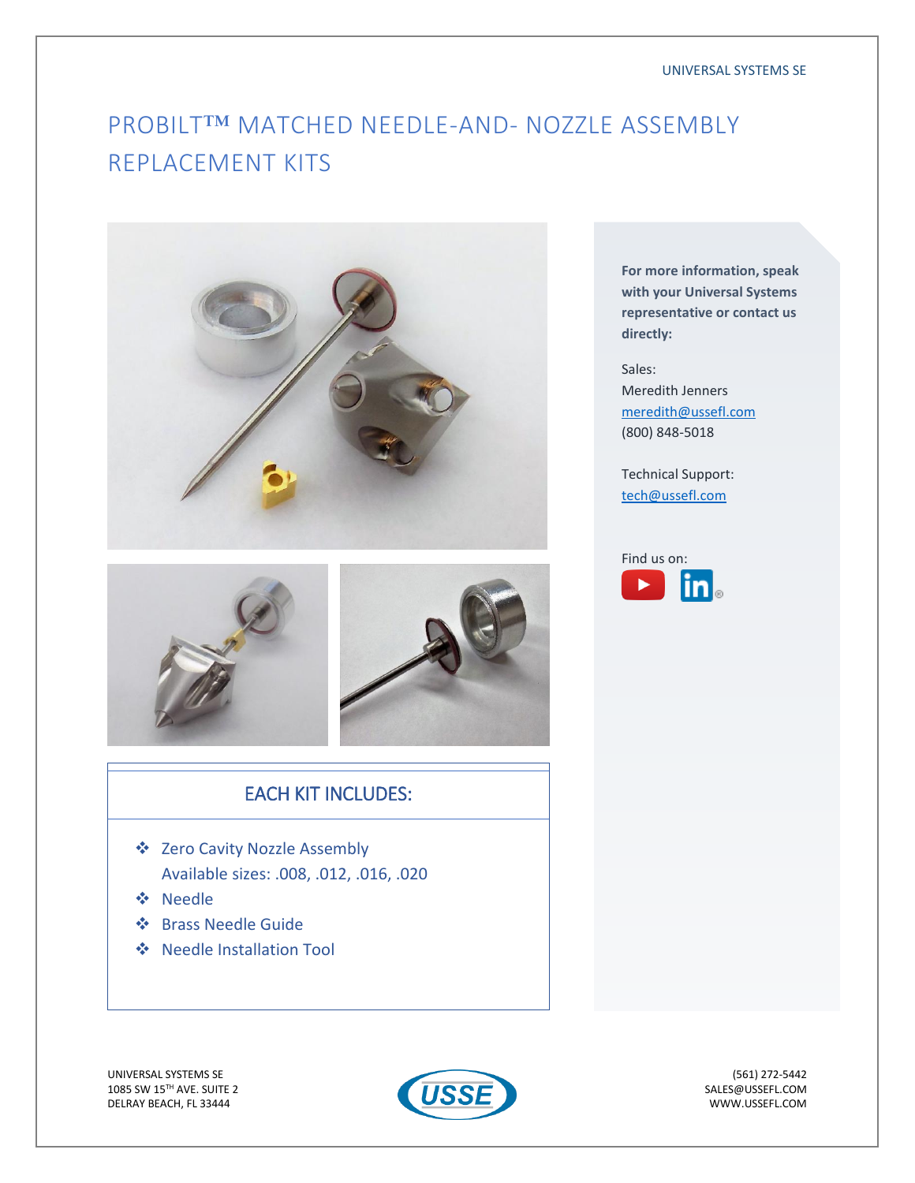# PROBILT™ MATCHED NEEDLE-AND- NOZZLE ASSEMBLY REPLACEMENT KITS

**For more information, speak with your Universal Systems representative or contact us directly:**

Sales:
Meredith Jenners
meredith@ussefl.com
(800) 848-5018

Technical Support:
tech@ussefl.com

Find us on:

## EACH KIT INCLUDES:

- Zero Cavity Nozzle Assembly
  Available sizes: .008, .012, .016, .020
- Needle
- Brass Needle Guide
- Needle Installation Tool

UNIVERSAL SYSTEMS SE
1085 SW 15TH AVE. SUITE 2
DELRAY BEACH, FL 33444

USSE

(561) 272-5442
SALES@USSEFL.COM
WWW.USSEFL.COM